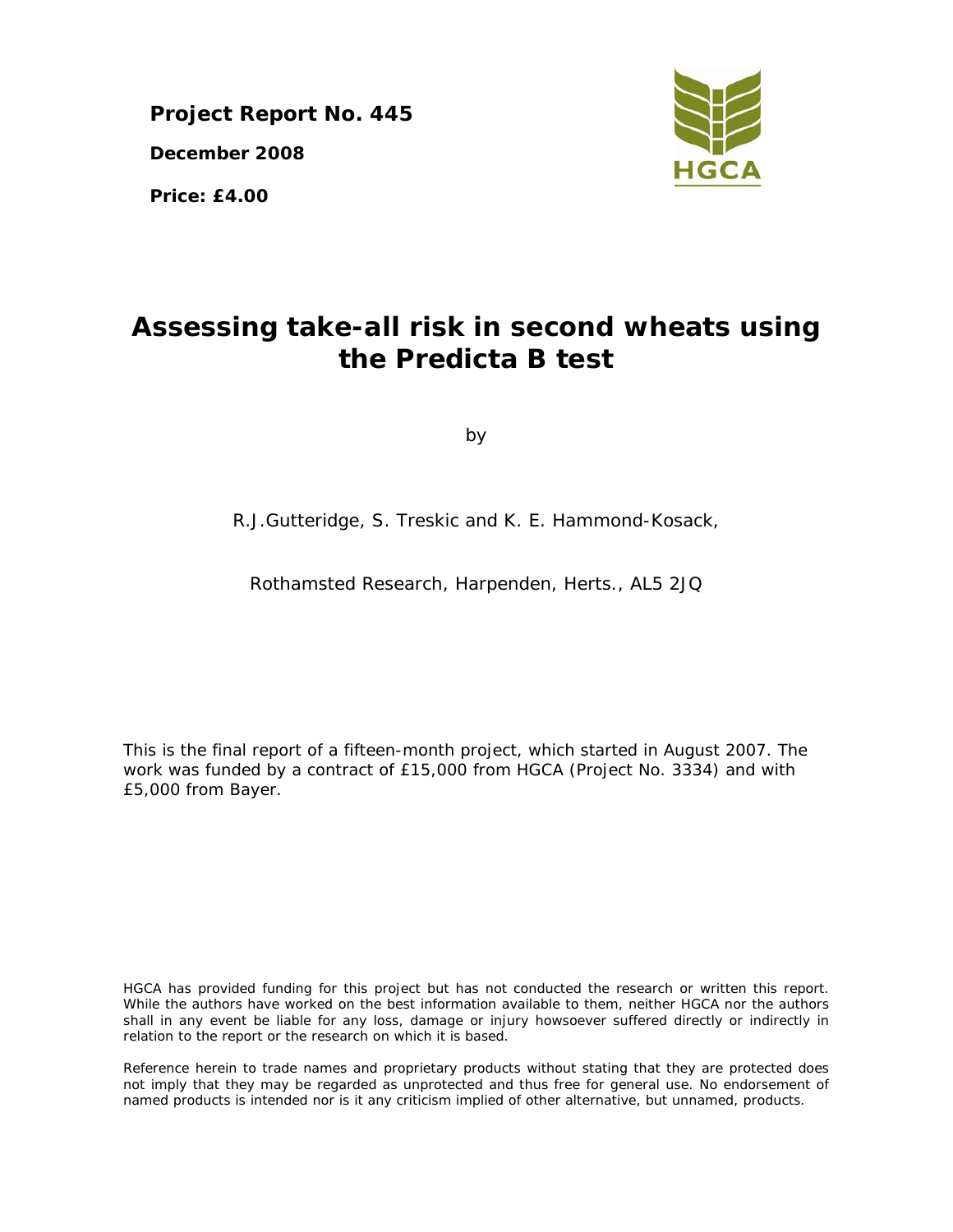**Project Report No. 445**

**December 2008**

**Price: £4.00**

HGCA

# Assessing take-all risk in second wheats using the Predicta B test

by

R.J.Gutteridge, S. Treskic and K. E. Hammond-Kosack,

Rothamsted Research, Harpenden, Herts., AL5 2JQ

This is the final report of a fifteen-month project, which started in August 2007. The work was funded by a contract of £15,000 from HGCA (Project No. 3334) and with £5,000 from Bayer.

HGCA has provided funding for this project but has not conducted the research or written this report. While the authors have worked on the best information available to them, neither HGCA nor the authors shall in any event be liable for any loss, damage or injury howsoever suffered directly or indirectly in relation to the report or the research on which it is based.

Reference herein to trade names and proprietary products without stating that they are protected does not imply that they may be regarded as unprotected and thus free for general use. No endorsement of named products is intended nor is it any criticism implied of other alternative, but unnamed, products.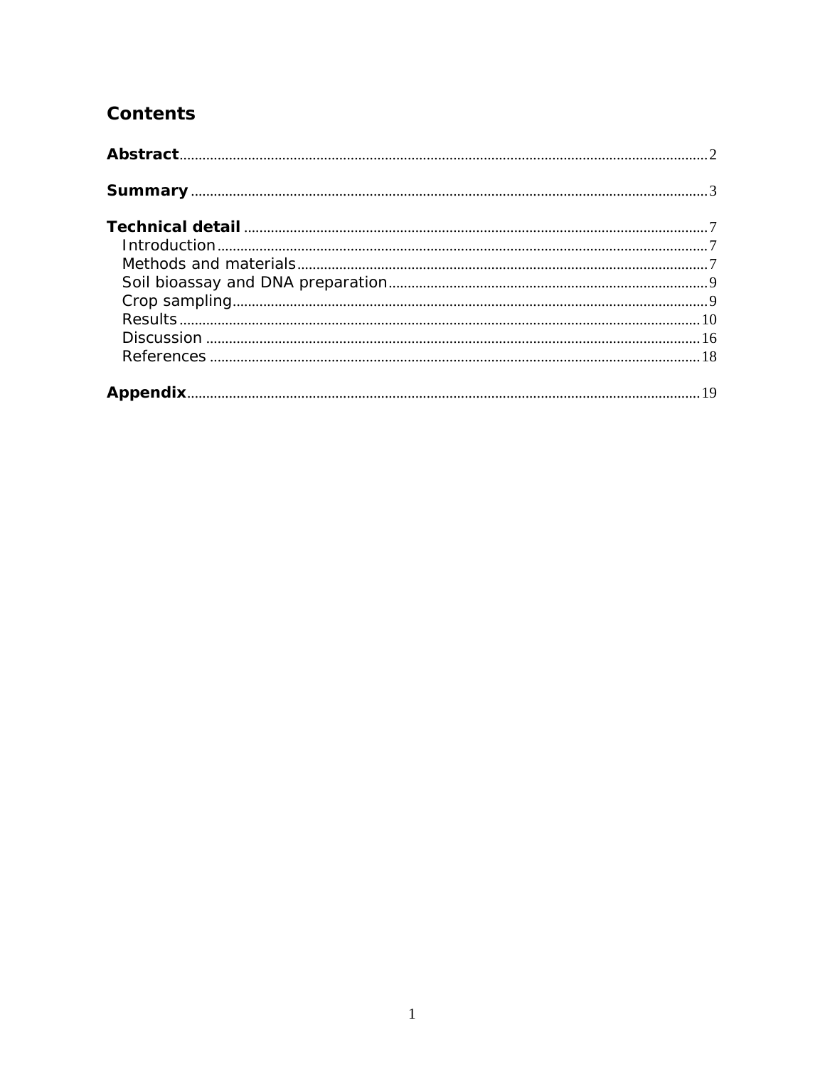# Contents

**Abstract** .......... 2

**Summary** .......... 3

**Technical detail** .......... 7

- Introduction .......... 7
- Methods and materials .......... 7
- Soil bioassay and DNA preparation .......... 9
- Crop sampling .......... 9
- Results .......... 10
- Discussion .......... 16
- References .......... 18

**Appendix** .......... 19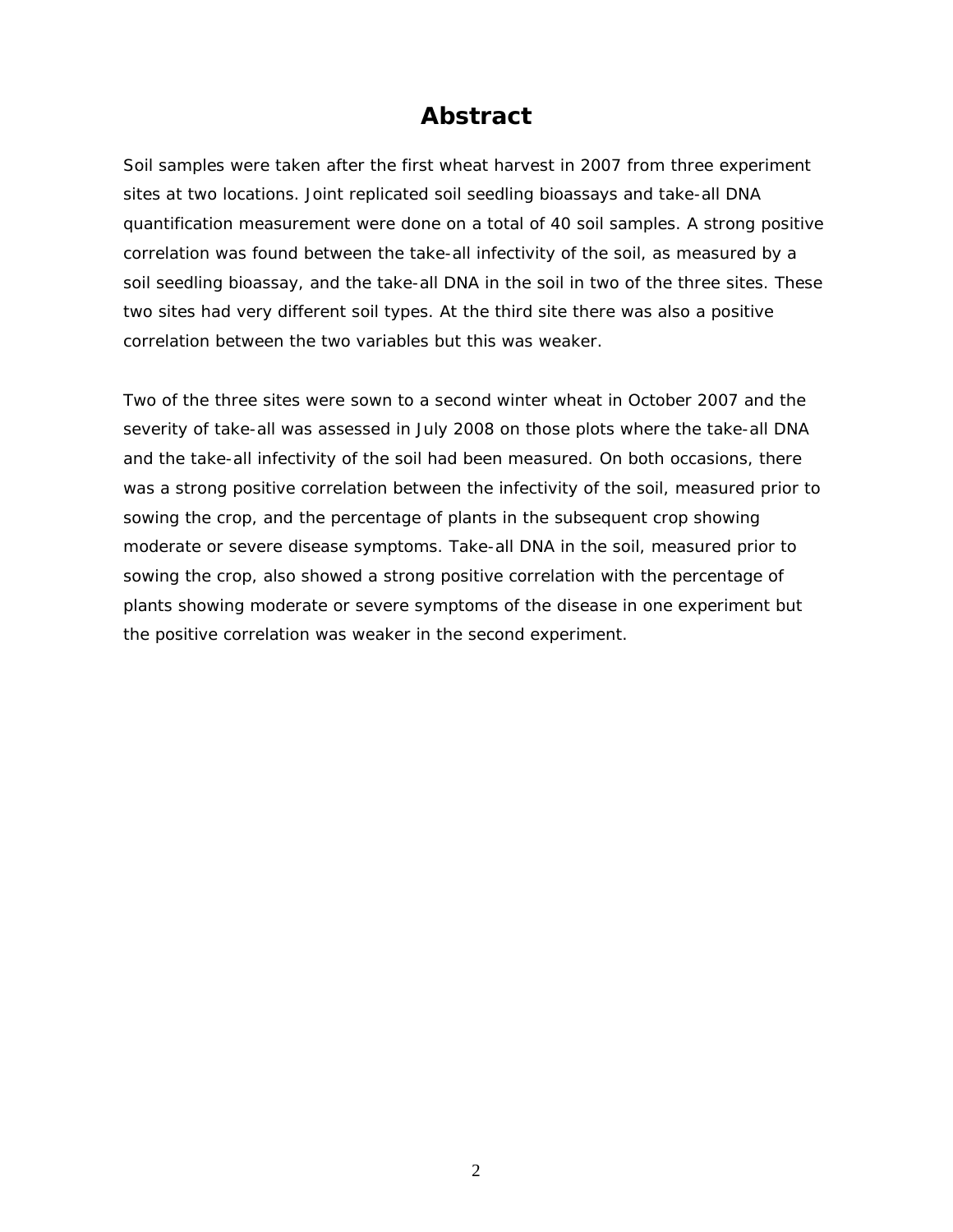# Abstract

Soil samples were taken after the first wheat harvest in 2007 from three experiment sites at two locations. Joint replicated soil seedling bioassays and take-all DNA quantification measurement were done on a total of 40 soil samples. A strong positive correlation was found between the take-all infectivity of the soil, as measured by a soil seedling bioassay, and the take-all DNA in the soil in two of the three sites. These two sites had very different soil types. At the third site there was also a positive correlation between the two variables but this was weaker.

Two of the three sites were sown to a second winter wheat in October 2007 and the severity of take-all was assessed in July 2008 on those plots where the take-all DNA and the take-all infectivity of the soil had been measured. On both occasions, there was a strong positive correlation between the infectivity of the soil, measured prior to sowing the crop, and the percentage of plants in the subsequent crop showing moderate or severe disease symptoms. Take-all DNA in the soil, measured prior to sowing the crop, also showed a strong positive correlation with the percentage of plants showing moderate or severe symptoms of the disease in one experiment but the positive correlation was weaker in the second experiment.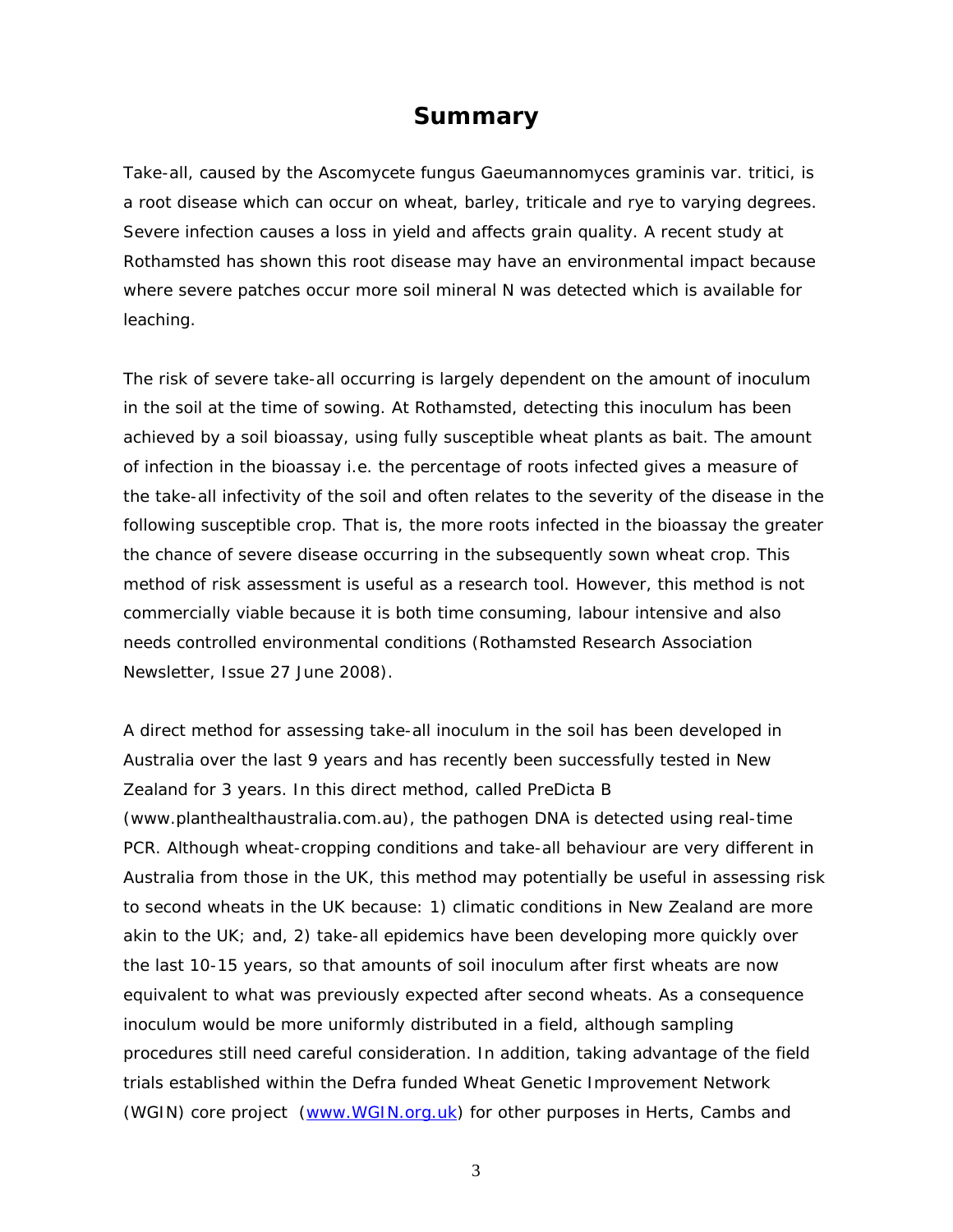# Summary

Take-all, caused by the Ascomycete fungus *Gaeumannomyces graminis* var. *tritici*, is a root disease which can occur on wheat, barley, triticale and rye to varying degrees. Severe infection causes a loss in yield and affects grain quality. A recent study at Rothamsted has shown this root disease may have an environmental impact because where severe patches occur more soil mineral N was detected which is available for leaching.

The risk of severe take-all occurring is largely dependent on the amount of inoculum in the soil at the time of sowing. At Rothamsted, detecting this inoculum has been achieved by a soil bioassay, using fully susceptible wheat plants as bait. The amount of infection in the bioassay i.e. the percentage of roots infected gives a measure of the take-all infectivity of the soil and often relates to the severity of the disease in the following susceptible crop. That is, the more roots infected in the bioassay the greater the chance of severe disease occurring in the subsequently sown wheat crop. This method of risk assessment is useful as a research tool. However, this method is not commercially viable because it is both time consuming, labour intensive and also needs controlled environmental conditions (Rothamsted Research Association Newsletter, Issue 27 June 2008).

A direct method for assessing take-all inoculum in the soil has been developed in Australia over the last 9 years and has recently been successfully tested in New Zealand for 3 years. In this direct method, called PreDicta B (www.planthealthaustralia.com.au), the pathogen DNA is detected using real-time PCR. Although wheat-cropping conditions and take-all behaviour are very different in Australia from those in the UK, this method may potentially be useful in assessing risk to second wheats in the UK because: 1) climatic conditions in New Zealand are more akin to the UK; and, 2) take-all epidemics have been developing more quickly over the last 10-15 years, so that amounts of soil inoculum after first wheats are now equivalent to what was previously expected after second wheats. As a consequence inoculum would be more uniformly distributed in a field, although sampling procedures still need careful consideration. In addition, taking advantage of the field trials established within the Defra funded Wheat Genetic Improvement Network (WGIN) core project ([www.WGIN.org.uk](http://www.WGIN.org.uk)) for other purposes in Herts, Cambs and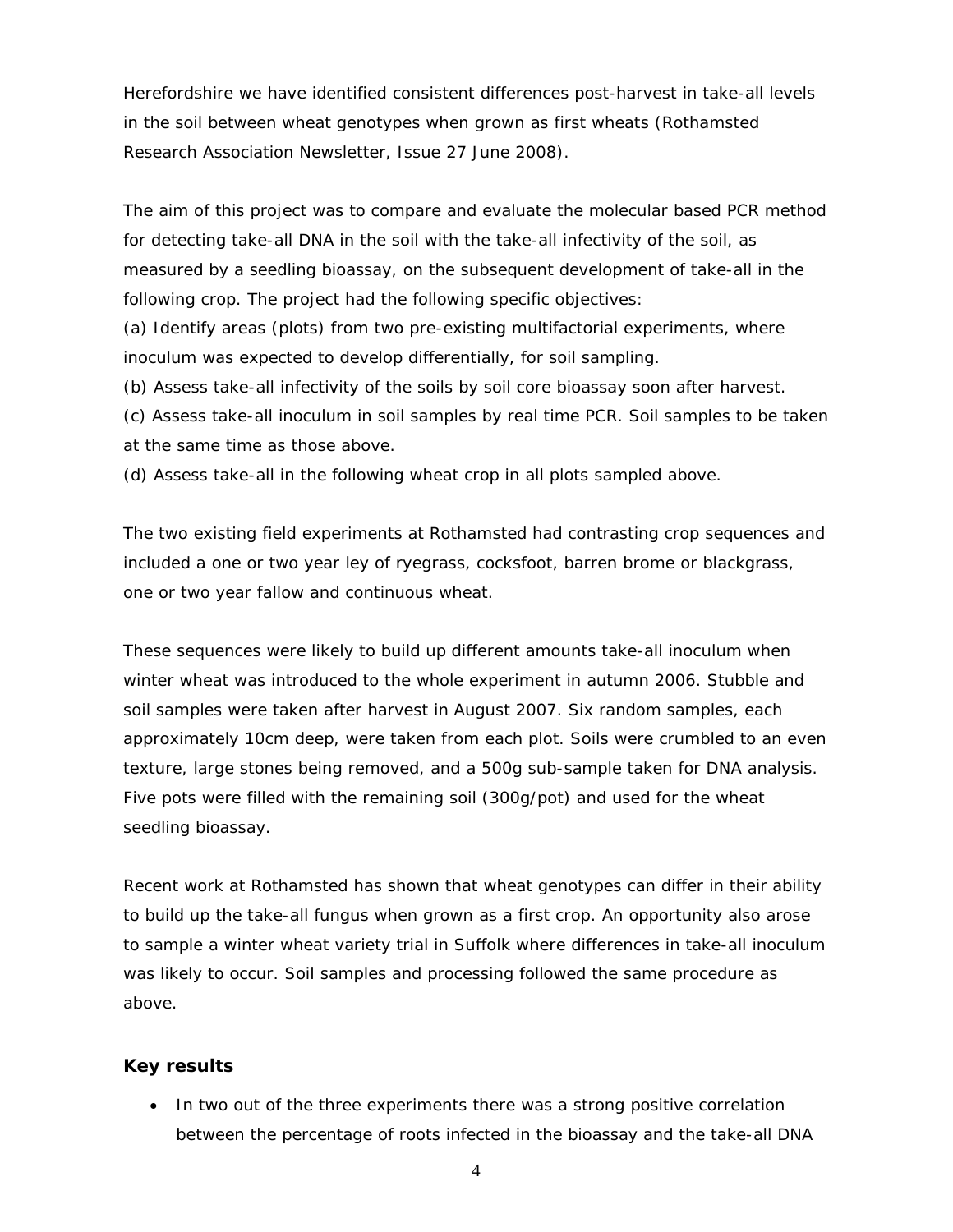Herefordshire we have identified consistent differences post-harvest in take-all levels in the soil between wheat genotypes when grown as first wheats (Rothamsted Research Association Newsletter, Issue 27 June 2008).

The aim of this project was to compare and evaluate the molecular based PCR method for detecting take-all DNA in the soil with the take-all infectivity of the soil, as measured by a seedling bioassay, on the subsequent development of take-all in the following crop. The project had the following specific objectives:

(a) Identify areas (plots) from two pre-existing multifactorial experiments, where inoculum was expected to develop differentially, for soil sampling.

(b) Assess take-all infectivity of the soils by soil core bioassay soon after harvest.

(c) Assess take-all inoculum in soil samples by real time PCR. Soil samples to be taken at the same time as those above.

(d) Assess take-all in the following wheat crop in all plots sampled above.

The two existing field experiments at Rothamsted had contrasting crop sequences and included a one or two year ley of ryegrass, cocksfoot, barren brome or blackgrass, one or two year fallow and continuous wheat.

These sequences were likely to build up different amounts take-all inoculum when winter wheat was introduced to the whole experiment in autumn 2006. Stubble and soil samples were taken after harvest in August 2007. Six random samples, each approximately 10cm deep, were taken from each plot. Soils were crumbled to an even texture, large stones being removed, and a 500g sub-sample taken for DNA analysis. Five pots were filled with the remaining soil (300g/pot) and used for the wheat seedling bioassay.

Recent work at Rothamsted has shown that wheat genotypes can differ in their ability to build up the take-all fungus when grown as a first crop. An opportunity also arose to sample a winter wheat variety trial in Suffolk where differences in take-all inoculum was likely to occur. Soil samples and processing followed the same procedure as above.

### Key results

- In two out of the three experiments there was a strong positive correlation between the percentage of roots infected in the bioassay and the take-all DNA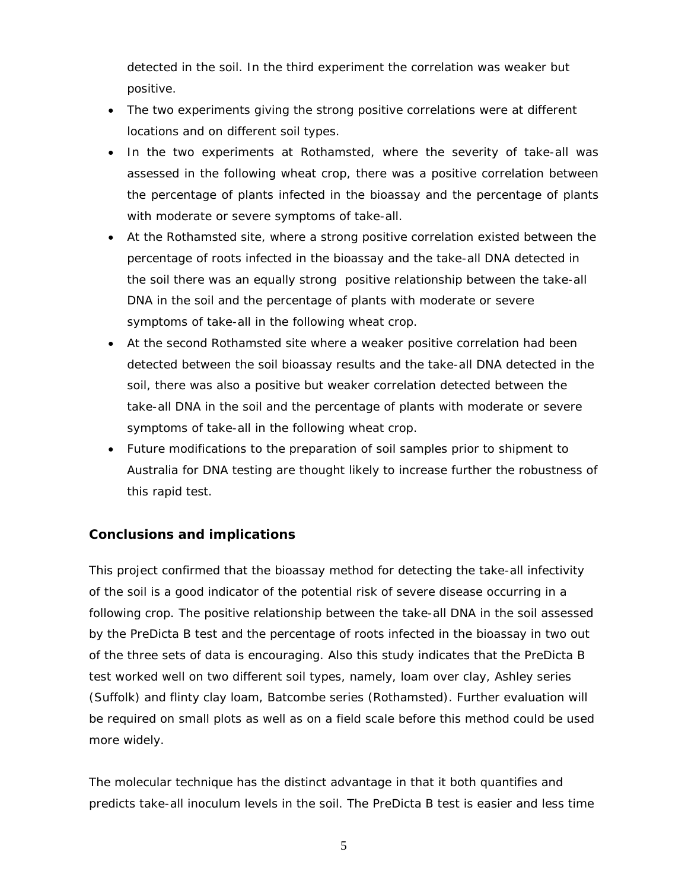detected in the soil. In the third experiment the correlation was weaker but positive.

- The two experiments giving the strong positive correlations were at different locations and on different soil types.
- In the two experiments at Rothamsted, where the severity of take-all was assessed in the following wheat crop, there was a positive correlation between the percentage of plants infected in the bioassay and the percentage of plants with moderate or severe symptoms of take-all.
- At the Rothamsted site, where a strong positive correlation existed between the percentage of roots infected in the bioassay and the take-all DNA detected in the soil there was an equally strong positive relationship between the take-all DNA in the soil and the percentage of plants with moderate or severe symptoms of take-all in the following wheat crop.
- At the second Rothamsted site where a weaker positive correlation had been detected between the soil bioassay results and the take-all DNA detected in the soil, there was also a positive but weaker correlation detected between the take-all DNA in the soil and the percentage of plants with moderate or severe symptoms of take-all in the following wheat crop.
- Future modifications to the preparation of soil samples prior to shipment to Australia for DNA testing are thought likely to increase further the robustness of this rapid test.

## Conclusions and implications

This project confirmed that the bioassay method for detecting the take-all infectivity of the soil is a good indicator of the potential risk of severe disease occurring in a following crop. The positive relationship between the take-all DNA in the soil assessed by the PreDicta B test and the percentage of roots infected in the bioassay in two out of the three sets of data is encouraging. Also this study indicates that the PreDicta B test worked well on two different soil types, namely, loam over clay, Ashley series (Suffolk) and flinty clay loam, Batcombe series (Rothamsted). Further evaluation will be required on small plots as well as on a field scale before this method could be used more widely.

The molecular technique has the distinct advantage in that it both quantifies and predicts take-all inoculum levels in the soil. The PreDicta B test is easier and less time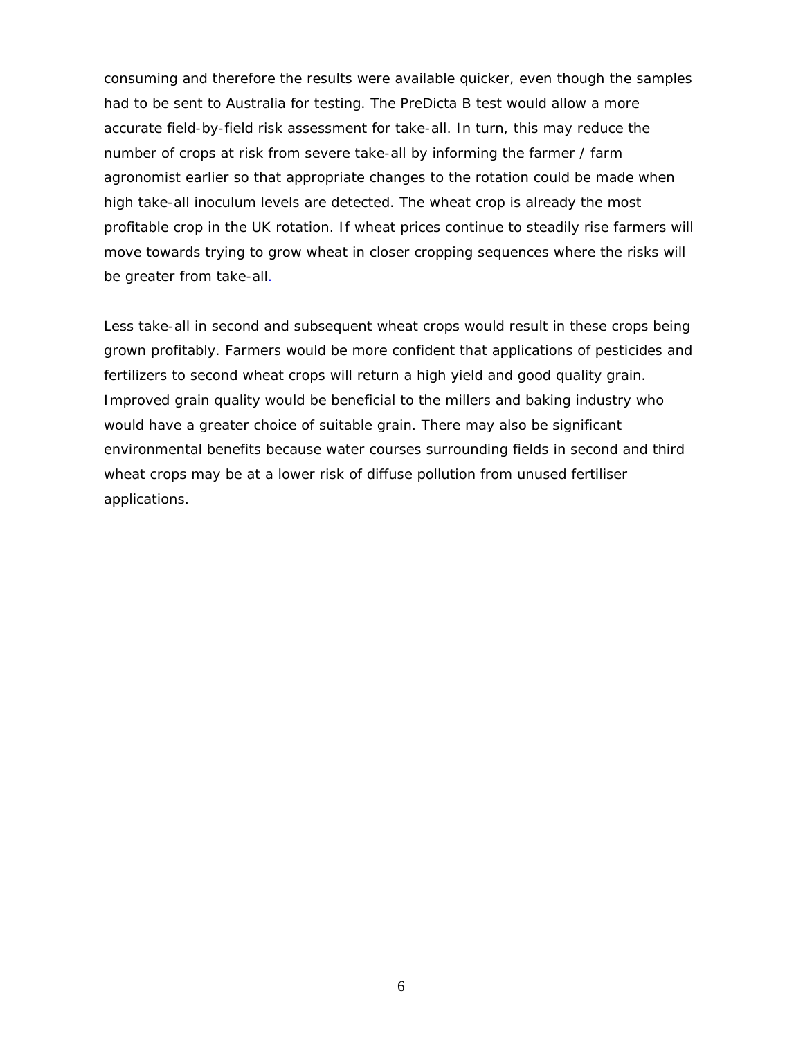consuming and therefore the results were available quicker, even though the samples had to be sent to Australia for testing. The PreDicta B test would allow a more accurate field-by-field risk assessment for take-all. In turn, this may reduce the number of crops at risk from severe take-all by informing the farmer / farm agronomist earlier so that appropriate changes to the rotation could be made when high take-all inoculum levels are detected. The wheat crop is already the most profitable crop in the UK rotation. If wheat prices continue to steadily rise farmers will move towards trying to grow wheat in closer cropping sequences where the risks will be greater from take-all.

Less take-all in second and subsequent wheat crops would result in these crops being grown profitably. Farmers would be more confident that applications of pesticides and fertilizers to second wheat crops will return a high yield and good quality grain. Improved grain quality would be beneficial to the millers and baking industry who would have a greater choice of suitable grain. There may also be significant environmental benefits because water courses surrounding fields in second and third wheat crops may be at a lower risk of diffuse pollution from unused fertiliser applications.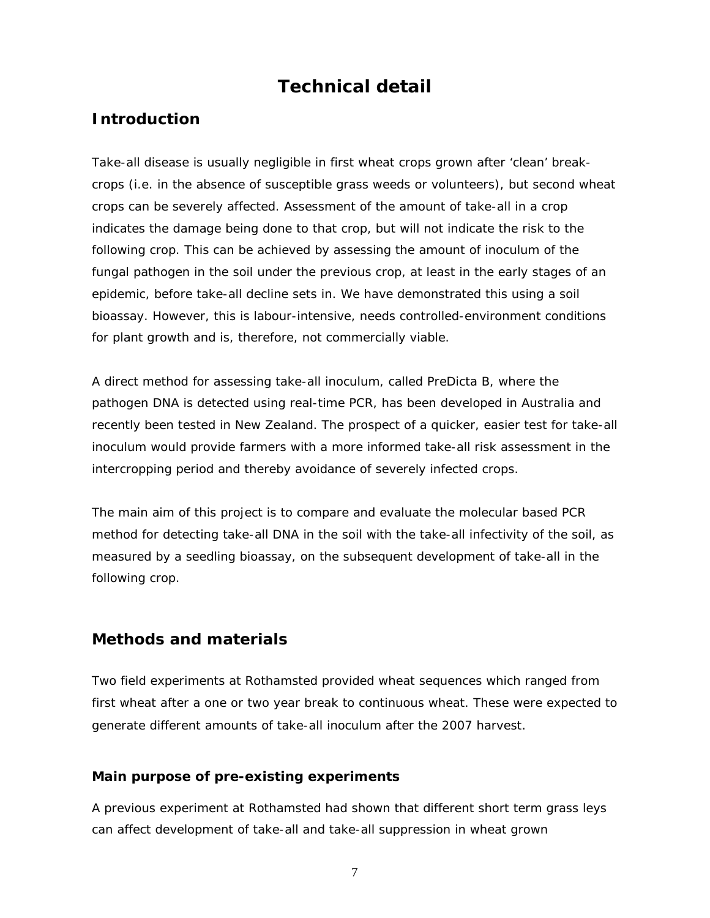# Technical detail

## Introduction

Take-all disease is usually negligible in first wheat crops grown after 'clean' break-crops (i.e. in the absence of susceptible grass weeds or volunteers), but second wheat crops can be severely affected. Assessment of the amount of take-all in a crop indicates the damage being done to that crop, but will not indicate the risk to the following crop. This can be achieved by assessing the amount of inoculum of the fungal pathogen in the soil under the previous crop, at least in the early stages of an epidemic, before take-all decline sets in. We have demonstrated this using a soil bioassay. However, this is labour-intensive, needs controlled-environment conditions for plant growth and is, therefore, not commercially viable.

A direct method for assessing take-all inoculum, called PreDicta B, where the pathogen DNA is detected using real-time PCR, has been developed in Australia and recently been tested in New Zealand. The prospect of a quicker, easier test for take-all inoculum would provide farmers with a more informed take-all risk assessment in the intercropping period and thereby avoidance of severely infected crops.

The main aim of this project is to compare and evaluate the molecular based PCR method for detecting take-all DNA in the soil with the take-all infectivity of the soil, as measured by a seedling bioassay, on the subsequent development of take-all in the following crop.

## Methods and materials

Two field experiments at Rothamsted provided wheat sequences which ranged from first wheat after a one or two year break to continuous wheat. These were expected to generate different amounts of take-all inoculum after the 2007 harvest.

### Main purpose of pre-existing experiments

A previous experiment at Rothamsted had shown that different short term grass leys can affect development of take-all and take-all suppression in wheat grown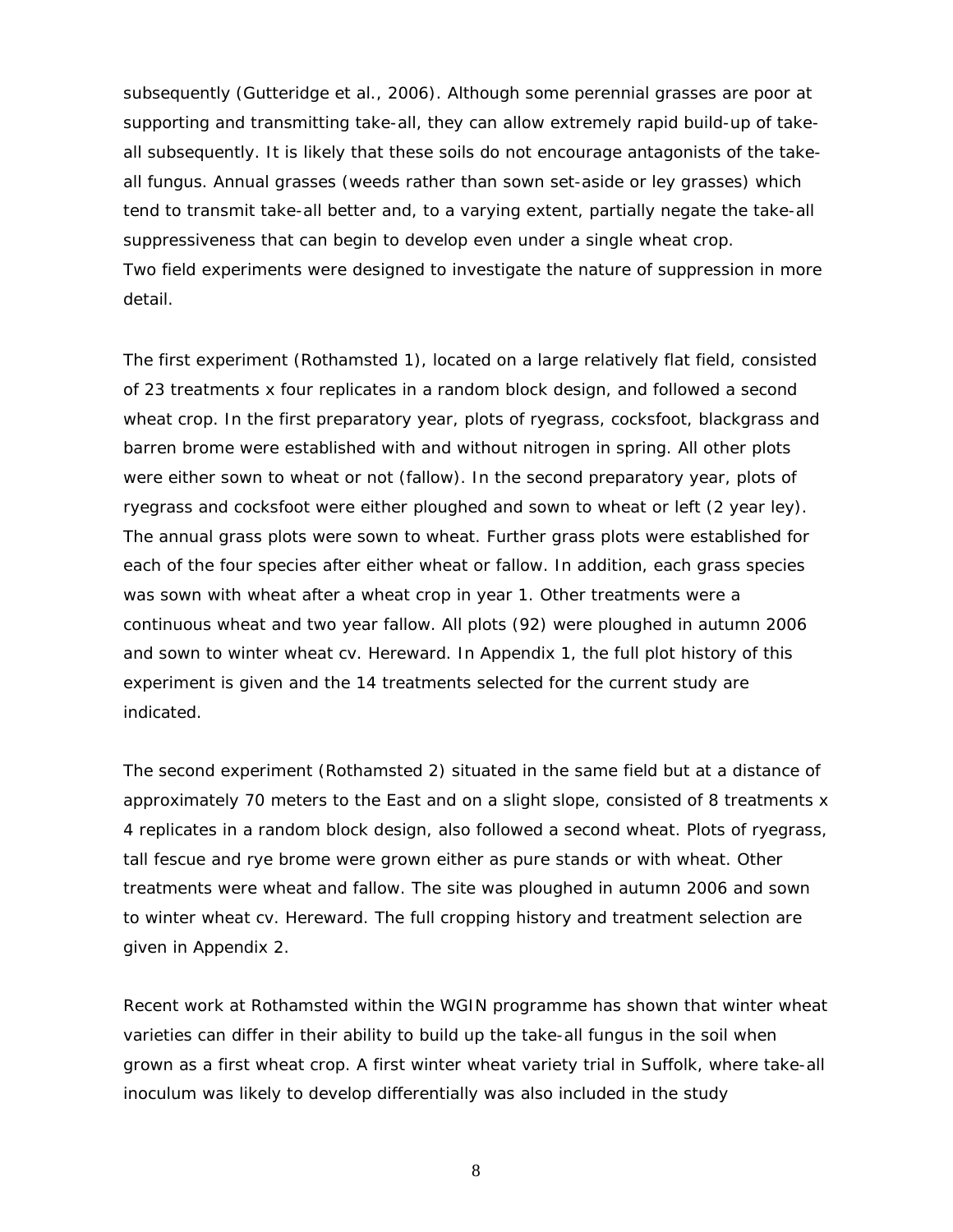subsequently (Gutteridge et al., 2006). Although some perennial grasses are poor at supporting and transmitting take-all, they can allow extremely rapid build-up of take-all subsequently. It is likely that these soils do not encourage antagonists of the take-all fungus. Annual grasses (weeds rather than sown set-aside or ley grasses) which tend to transmit take-all better and, to a varying extent, partially negate the take-all suppressiveness that can begin to develop even under a single wheat crop.
Two field experiments were designed to investigate the nature of suppression in more detail.

The first experiment (Rothamsted 1), located on a large relatively flat field, consisted of 23 treatments x four replicates in a random block design, and followed a second wheat crop. In the first preparatory year, plots of ryegrass, cocksfoot, blackgrass and barren brome were established with and without nitrogen in spring. All other plots were either sown to wheat or not (fallow). In the second preparatory year, plots of ryegrass and cocksfoot were either ploughed and sown to wheat or left (2 year ley). The annual grass plots were sown to wheat. Further grass plots were established for each of the four species after either wheat or fallow. In addition, each grass species was sown with wheat after a wheat crop in year 1. Other treatments were a continuous wheat and two year fallow. All plots (92) were ploughed in autumn 2006 and sown to winter wheat cv. Hereward. In Appendix 1, the full plot history of this experiment is given and the 14 treatments selected for the current study are indicated.

The second experiment (Rothamsted 2) situated in the same field but at a distance of approximately 70 meters to the East and on a slight slope, consisted of 8 treatments x 4 replicates in a random block design, also followed a second wheat. Plots of ryegrass, tall fescue and rye brome were grown either as pure stands or with wheat. Other treatments were wheat and fallow. The site was ploughed in autumn 2006 and sown to winter wheat cv. Hereward. The full cropping history and treatment selection are given in Appendix 2.

Recent work at Rothamsted within the WGIN programme has shown that winter wheat varieties can differ in their ability to build up the take-all fungus in the soil when grown as a first wheat crop. A first winter wheat variety trial in Suffolk, where take-all inoculum was likely to develop differentially was also included in the study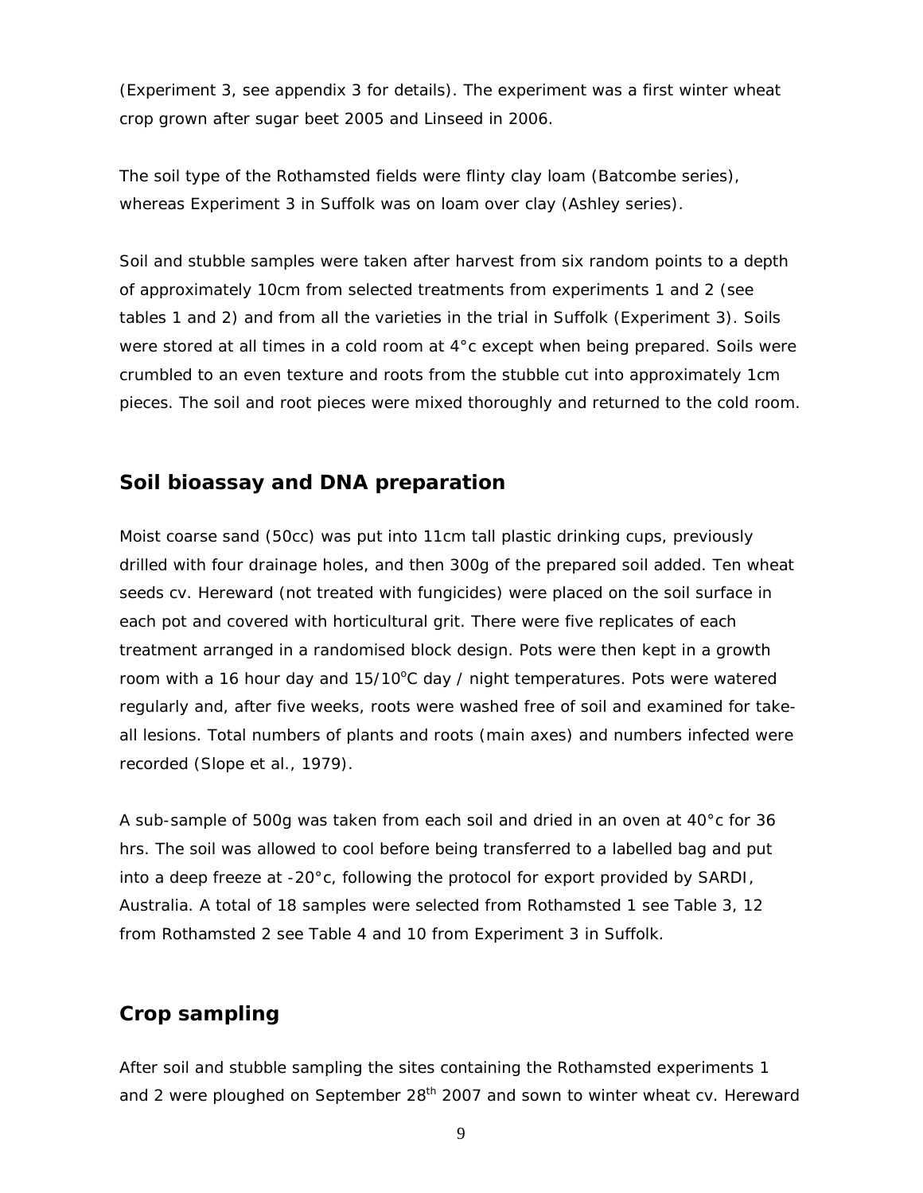(Experiment 3, see appendix 3 for details). The experiment was a first winter wheat crop grown after sugar beet 2005 and Linseed in 2006.

The soil type of the Rothamsted fields were flinty clay loam (Batcombe series), whereas Experiment 3 in Suffolk was on loam over clay (Ashley series).

Soil and stubble samples were taken after harvest from six random points to a depth of approximately 10cm from selected treatments from experiments 1 and 2 (see tables 1 and 2) and from all the varieties in the trial in Suffolk (Experiment 3). Soils were stored at all times in a cold room at 4°c except when being prepared. Soils were crumbled to an even texture and roots from the stubble cut into approximately 1cm pieces. The soil and root pieces were mixed thoroughly and returned to the cold room.

## Soil bioassay and DNA preparation

Moist coarse sand (50cc) was put into 11cm tall plastic drinking cups, previously drilled with four drainage holes, and then 300g of the prepared soil added. Ten wheat seeds cv. Hereward (not treated with fungicides) were placed on the soil surface in each pot and covered with horticultural grit. There were five replicates of each treatment arranged in a randomised block design. Pots were then kept in a growth room with a 16 hour day and 15/10°C day / night temperatures. Pots were watered regularly and, after five weeks, roots were washed free of soil and examined for take-all lesions. Total numbers of plants and roots (main axes) and numbers infected were recorded (Slope et al., 1979).

A sub-sample of 500g was taken from each soil and dried in an oven at 40°c for 36 hrs. The soil was allowed to cool before being transferred to a labelled bag and put into a deep freeze at -20°c, following the protocol for export provided by SARDI, Australia. A total of 18 samples were selected from Rothamsted 1 see Table 3, 12 from Rothamsted 2 see Table 4 and 10 from Experiment 3 in Suffolk.

## Crop sampling

After soil and stubble sampling the sites containing the Rothamsted experiments 1 and 2 were ploughed on September 28th 2007 and sown to winter wheat cv. Hereward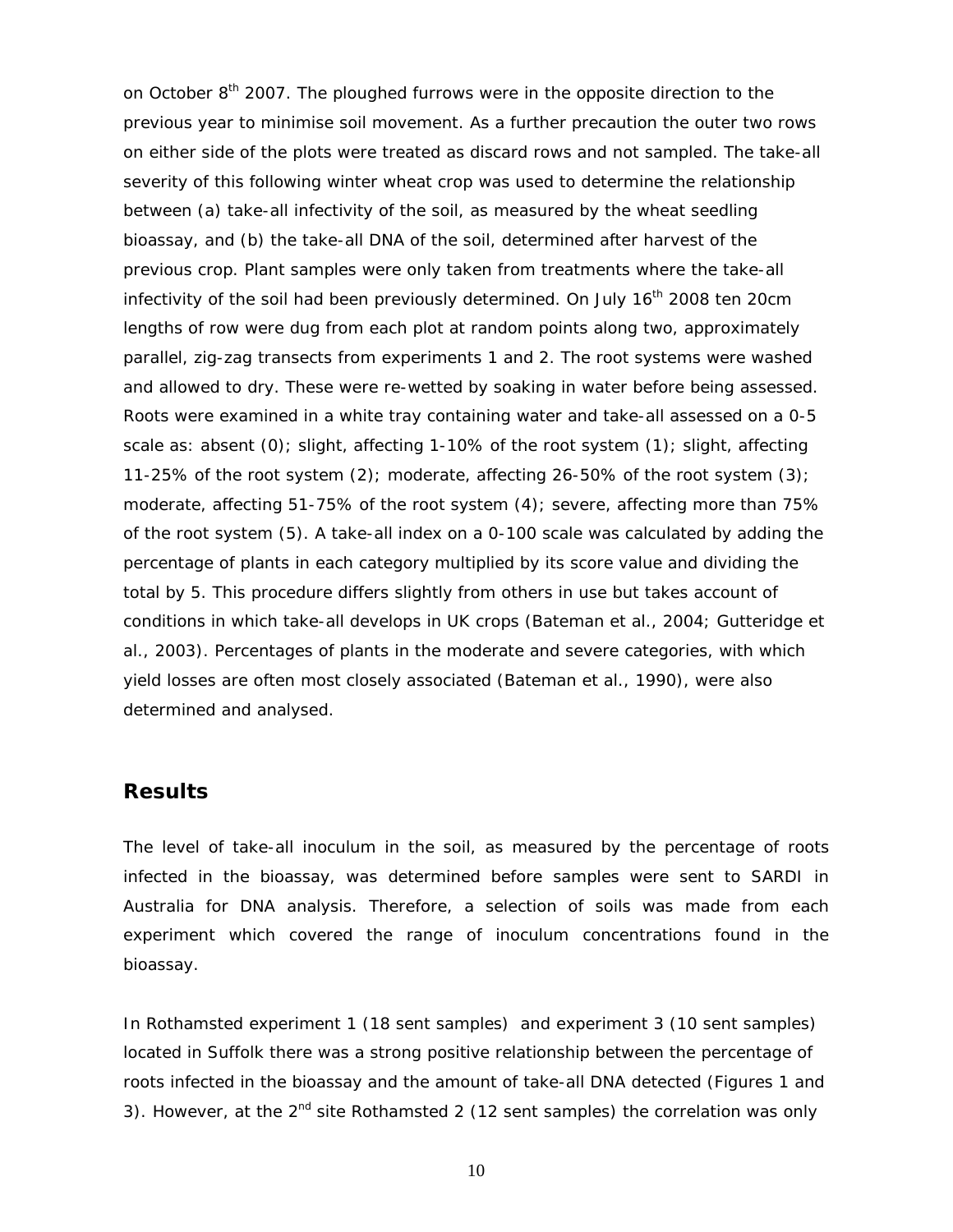on October 8th 2007. The ploughed furrows were in the opposite direction to the previous year to minimise soil movement. As a further precaution the outer two rows on either side of the plots were treated as discard rows and not sampled. The take-all severity of this following winter wheat crop was used to determine the relationship between (a) take-all infectivity of the soil, as measured by the wheat seedling bioassay, and (b) the take-all DNA of the soil, determined after harvest of the previous crop. Plant samples were only taken from treatments where the take-all infectivity of the soil had been previously determined. On July 16th 2008 ten 20cm lengths of row were dug from each plot at random points along two, approximately parallel, zig-zag transects from experiments 1 and 2. The root systems were washed and allowed to dry. These were re-wetted by soaking in water before being assessed. Roots were examined in a white tray containing water and take-all assessed on a 0-5 scale as: absent (0); slight, affecting 1-10% of the root system (1); slight, affecting 11-25% of the root system (2); moderate, affecting 26-50% of the root system (3); moderate, affecting 51-75% of the root system (4); severe, affecting more than 75% of the root system (5). A take-all index on a 0-100 scale was calculated by adding the percentage of plants in each category multiplied by its score value and dividing the total by 5. This procedure differs slightly from others in use but takes account of conditions in which take-all develops in UK crops (Bateman et al., 2004; Gutteridge et al., 2003). Percentages of plants in the moderate and severe categories, with which yield losses are often most closely associated (Bateman et al., 1990), were also determined and analysed.

## Results

The level of take-all inoculum in the soil, as measured by the percentage of roots infected in the bioassay, was determined before samples were sent to SARDI in Australia for DNA analysis. Therefore, a selection of soils was made from each experiment which covered the range of inoculum concentrations found in the bioassay.

In Rothamsted experiment 1 (18 sent samples) and experiment 3 (10 sent samples) located in Suffolk there was a strong positive relationship between the percentage of roots infected in the bioassay and the amount of take-all DNA detected (Figures 1 and 3). However, at the 2nd site Rothamsted 2 (12 sent samples) the correlation was only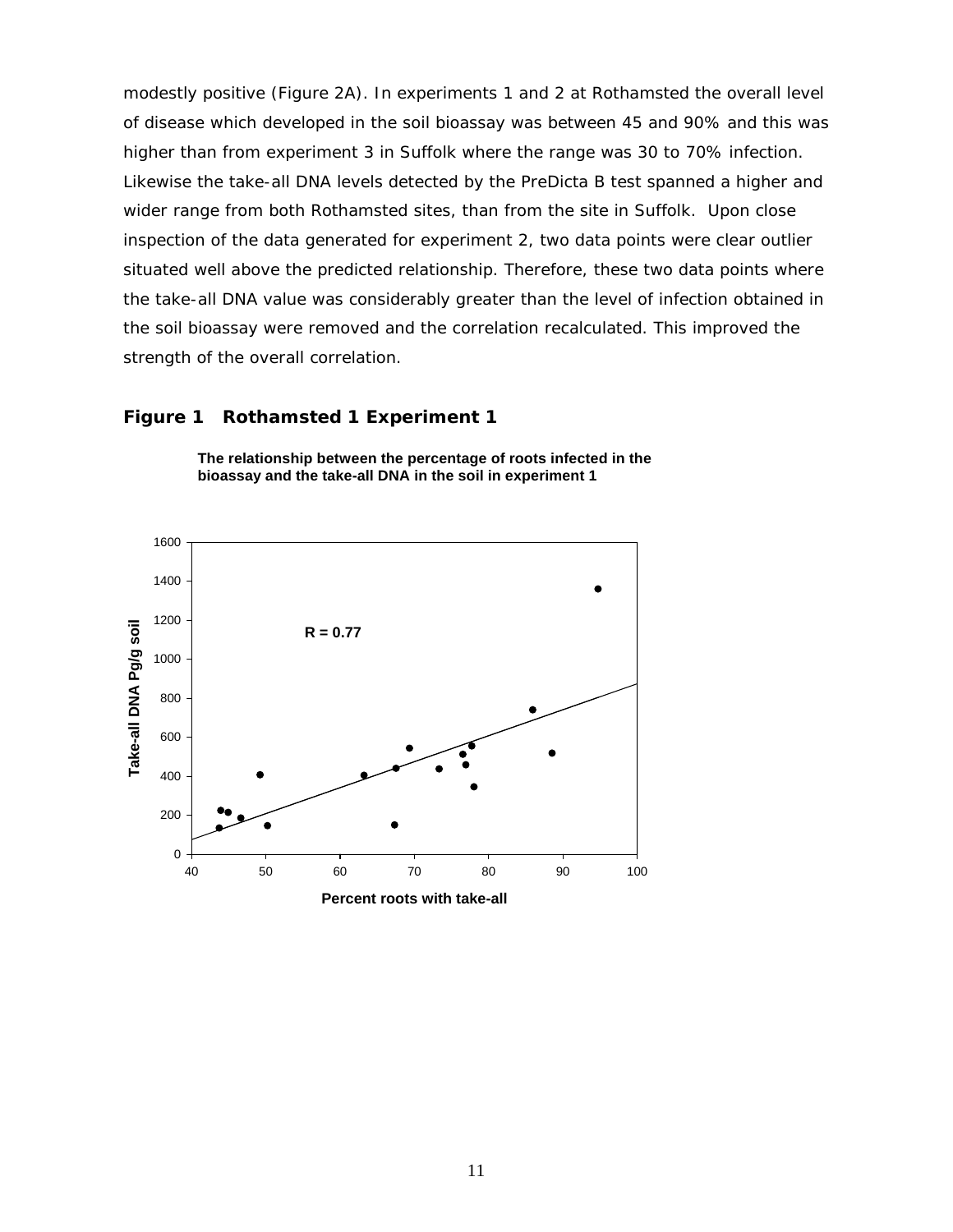modestly positive (Figure 2A). In experiments 1 and 2 at Rothamsted the overall level of disease which developed in the soil bioassay was between 45 and 90% and this was higher than from experiment 3 in Suffolk where the range was 30 to 70% infection. Likewise the take-all DNA levels detected by the PreDicta B test spanned a higher and wider range from both Rothamsted sites, than from the site in Suffolk. Upon close inspection of the data generated for experiment 2, two data points were clear outlier situated well above the predicted relationship. Therefore, these two data points where the take-all DNA value was considerably greater than the level of infection obtained in the soil bioassay were removed and the correlation recalculated. This improved the strength of the overall correlation.

**Figure 1 Rothamsted 1 Experiment 1**

**The relationship between the percentage of roots infected in the bioassay and the take-all DNA in the soil in experiment 1**

R = 0.77

Take-all DNA Pg/g soil

Percent roots with take-all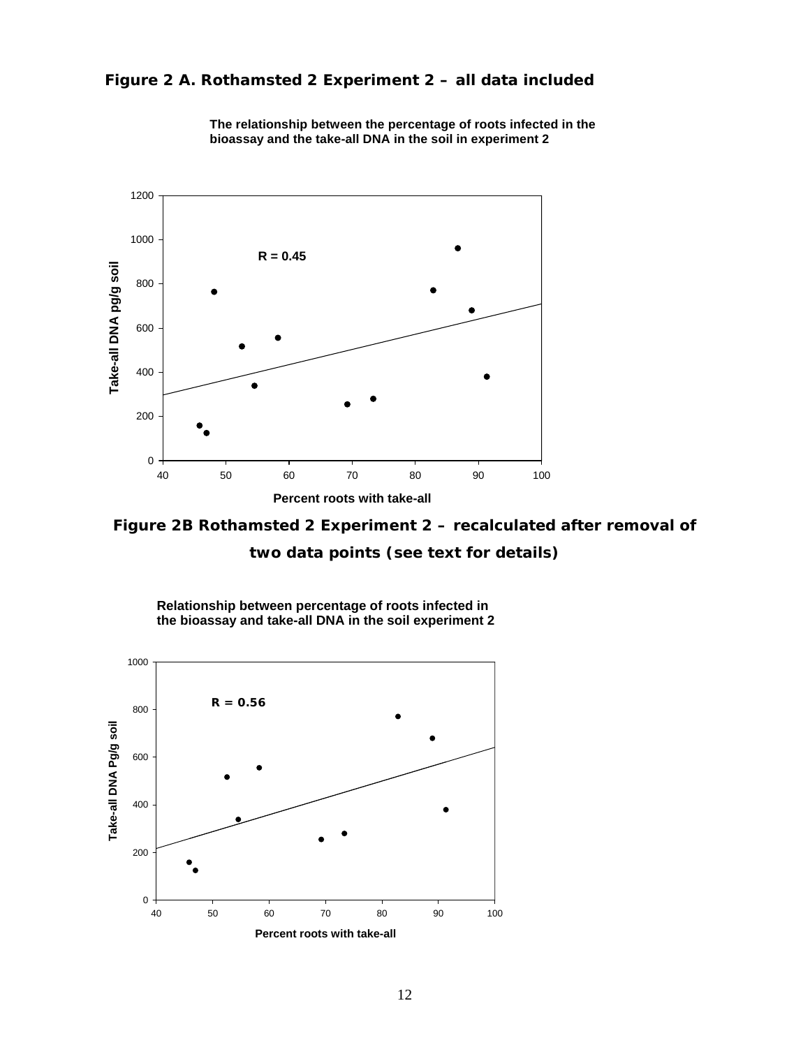**Figure 2 A. Rothamsted 2 Experiment 2 – all data included**

**The relationship between the percentage of roots infected in the bioassay and the take-all DNA in the soil in experiment 2**

R = 0.45

Take-all DNA pg/g soil

Percent roots with take-all

**Figure 2B Rothamsted 2 Experiment 2 – recalculated after removal of two data points (see text for details)**

**Relationship between percentage of roots infected in the bioassay and take-all DNA in the soil experiment 2**

R = 0.56

Take-all DNA Pg/g soil

Percent roots with take-all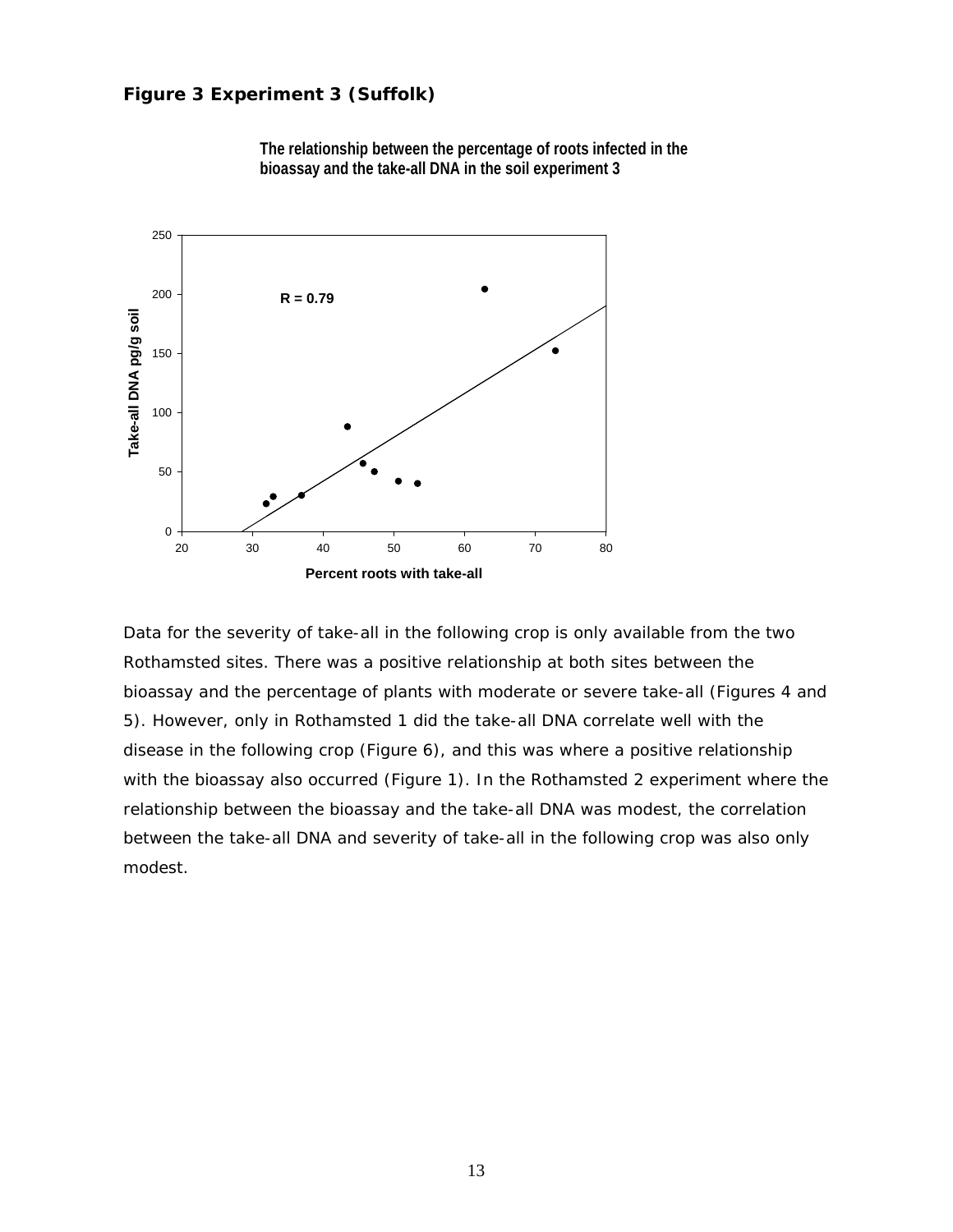**Figure 3 Experiment 3 (Suffolk)**

**The relationship between the percentage of roots infected in the bioassay and the take-all DNA in the soil experiment 3**

Data for the severity of take-all in the following crop is only available from the two Rothamsted sites. There was a positive relationship at both sites between the bioassay and the percentage of plants with moderate or severe take-all (Figures 4 and 5). However, only in Rothamsted 1 did the take-all DNA correlate well with the disease in the following crop (Figure 6), and this was where a positive relationship with the bioassay also occurred (Figure 1). In the Rothamsted 2 experiment where the relationship between the bioassay and the take-all DNA was modest, the correlation between the take-all DNA and severity of take-all in the following crop was also only modest.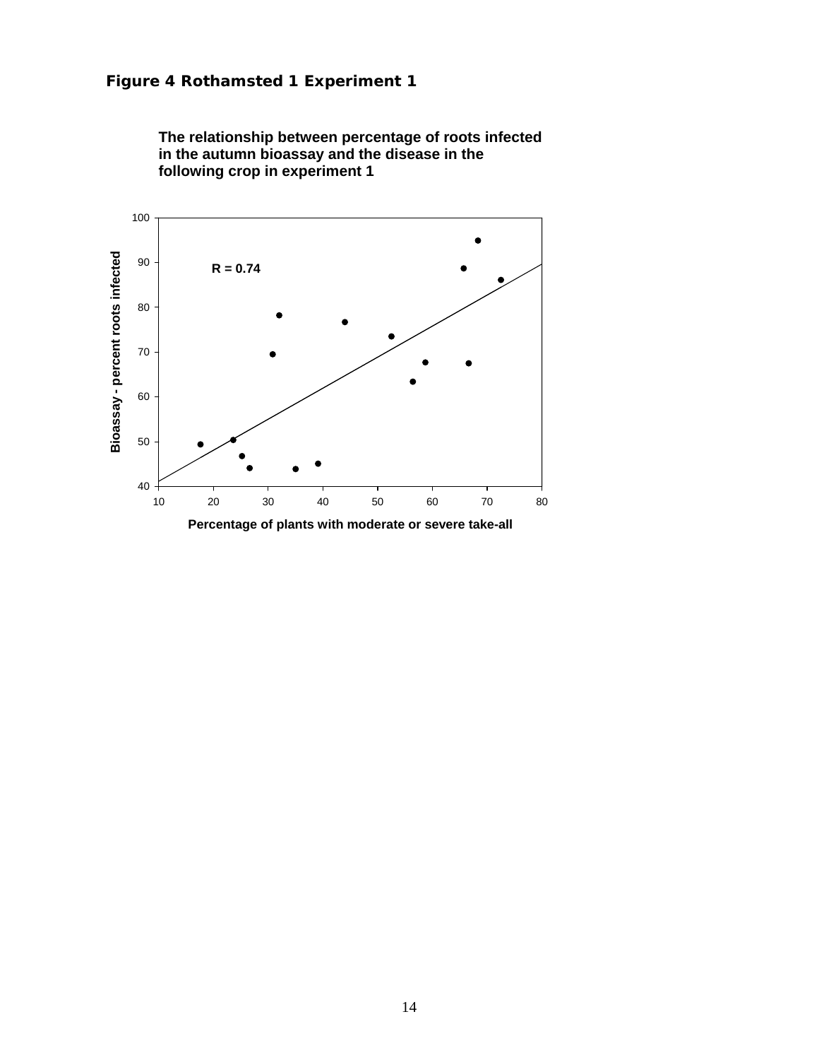**Figure 4 Rothamsted 1 Experiment 1**

**The relationship between percentage of roots infected in the autumn bioassay and the disease in the following crop in experiment 1**

R = 0.74

Bioassay - percent roots infected

Percentage of plants with moderate or severe take-all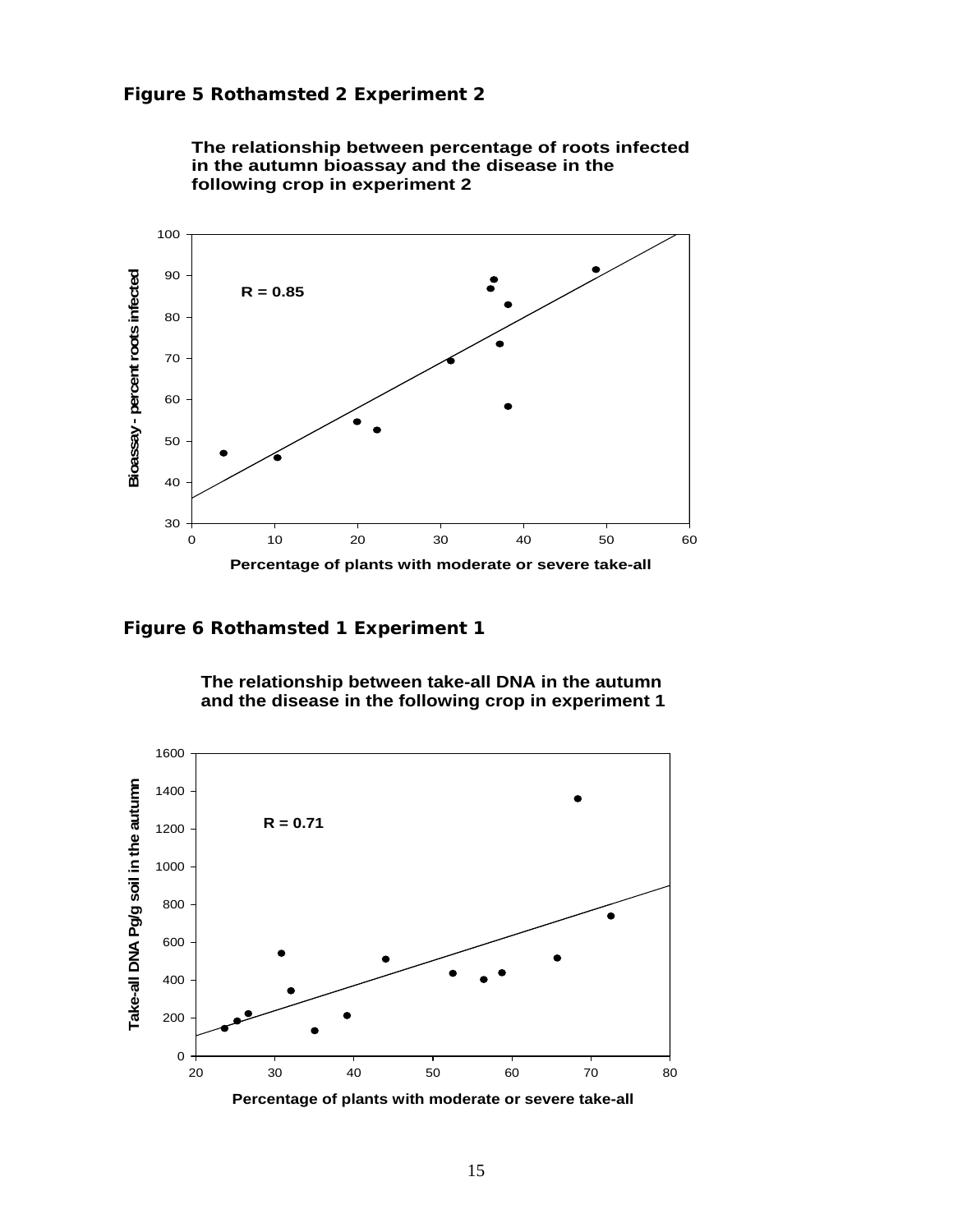**Figure 5 Rothamsted 2 Experiment 2**

**The relationship between percentage of roots infected in the autumn bioassay and the disease in the following crop in experiment 2**

**Figure 6 Rothamsted 1 Experiment 1**

**The relationship between take-all DNA in the autumn and the disease in the following crop in experiment 1**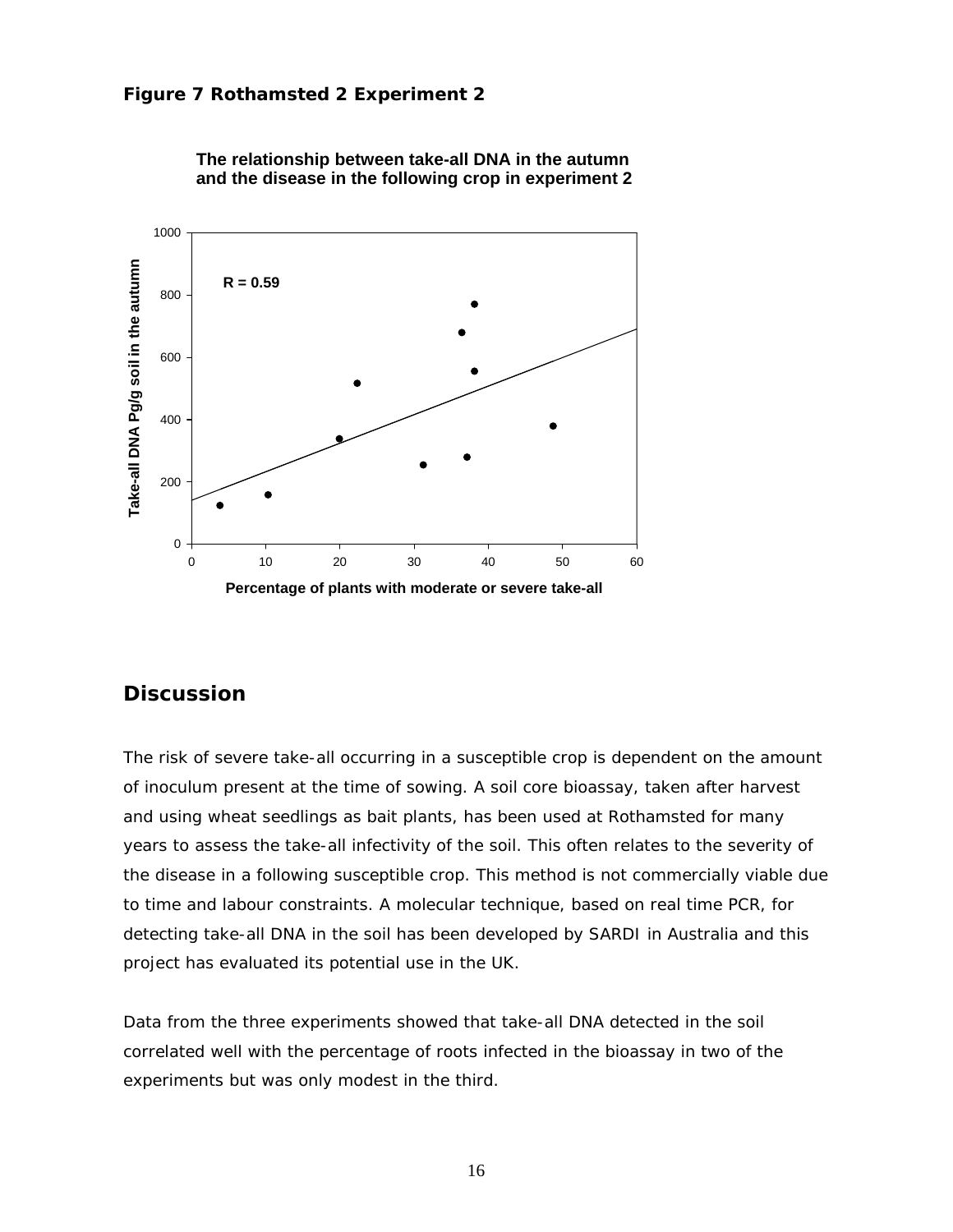**Figure 7 Rothamsted 2 Experiment 2**

**The relationship between take-all DNA in the autumn and the disease in the following crop in experiment 2**

## Discussion

The risk of severe take-all occurring in a susceptible crop is dependent on the amount of inoculum present at the time of sowing. A soil core bioassay, taken after harvest and using wheat seedlings as bait plants, has been used at Rothamsted for many years to assess the take-all infectivity of the soil. This often relates to the severity of the disease in a following susceptible crop. This method is not commercially viable due to time and labour constraints. A molecular technique, based on real time PCR, for detecting take-all DNA in the soil has been developed by SARDI in Australia and this project has evaluated its potential use in the UK.

Data from the three experiments showed that take-all DNA detected in the soil correlated well with the percentage of roots infected in the bioassay in two of the experiments but was only modest in the third.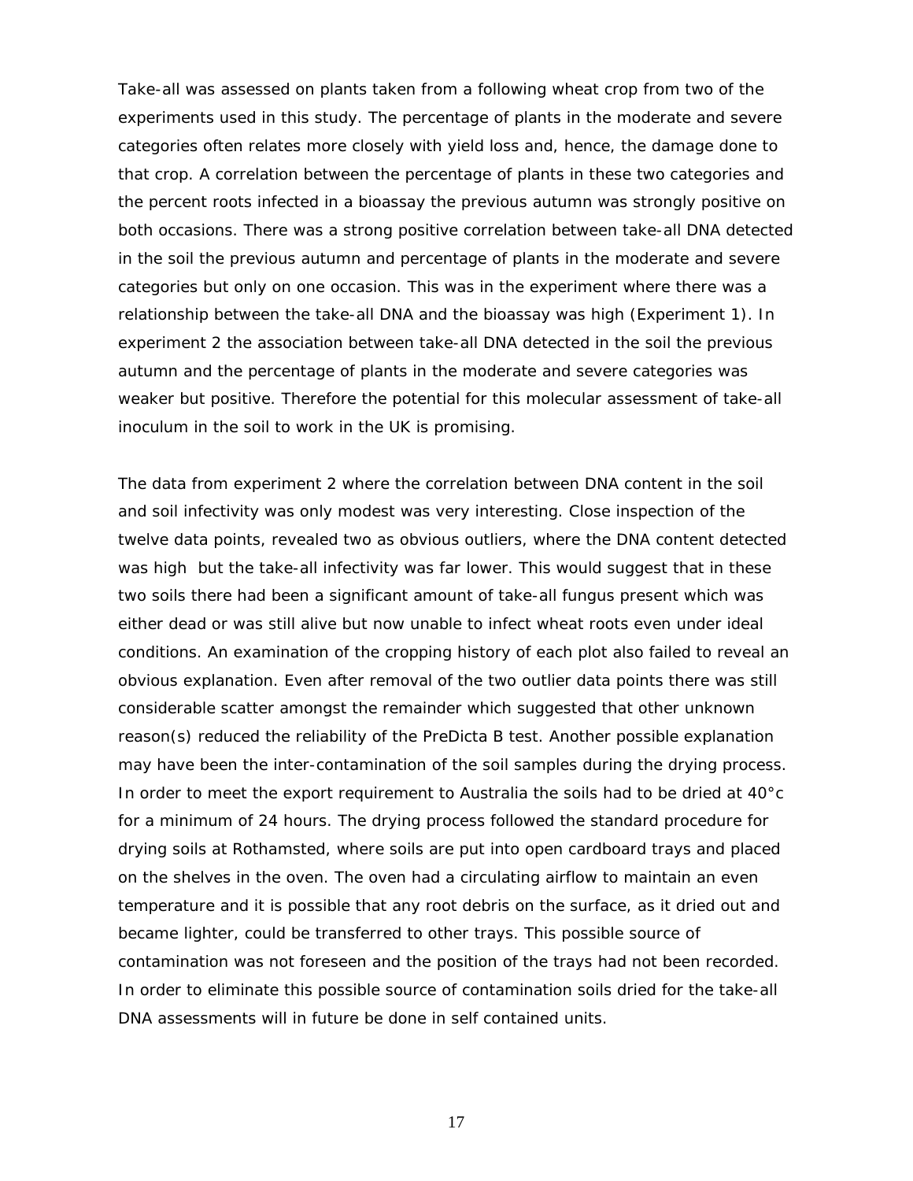Take-all was assessed on plants taken from a following wheat crop from two of the experiments used in this study. The percentage of plants in the moderate and severe categories often relates more closely with yield loss and, hence, the damage done to that crop. A correlation between the percentage of plants in these two categories and the percent roots infected in a bioassay the previous autumn was strongly positive on both occasions. There was a strong positive correlation between take-all DNA detected in the soil the previous autumn and percentage of plants in the moderate and severe categories but only on one occasion. This was in the experiment where there was a relationship between the take-all DNA and the bioassay was high (Experiment 1). In experiment 2 the association between take-all DNA detected in the soil the previous autumn and the percentage of plants in the moderate and severe categories was weaker but positive. Therefore the potential for this molecular assessment of take-all inoculum in the soil to work in the UK is promising.

The data from experiment 2 where the correlation between DNA content in the soil and soil infectivity was only modest was very interesting. Close inspection of the twelve data points, revealed two as obvious outliers, where the DNA content detected was high but the take-all infectivity was far lower. This would suggest that in these two soils there had been a significant amount of take-all fungus present which was either dead or was still alive but now unable to infect wheat roots even under ideal conditions. An examination of the cropping history of each plot also failed to reveal an obvious explanation. Even after removal of the two outlier data points there was still considerable scatter amongst the remainder which suggested that other unknown reason(s) reduced the reliability of the PreDicta B test. Another possible explanation may have been the inter-contamination of the soil samples during the drying process. In order to meet the export requirement to Australia the soils had to be dried at 40°c for a minimum of 24 hours. The drying process followed the standard procedure for drying soils at Rothamsted, where soils are put into open cardboard trays and placed on the shelves in the oven. The oven had a circulating airflow to maintain an even temperature and it is possible that any root debris on the surface, as it dried out and became lighter, could be transferred to other trays. This possible source of contamination was not foreseen and the position of the trays had not been recorded. In order to eliminate this possible source of contamination soils dried for the take-all DNA assessments will in future be done in self contained units.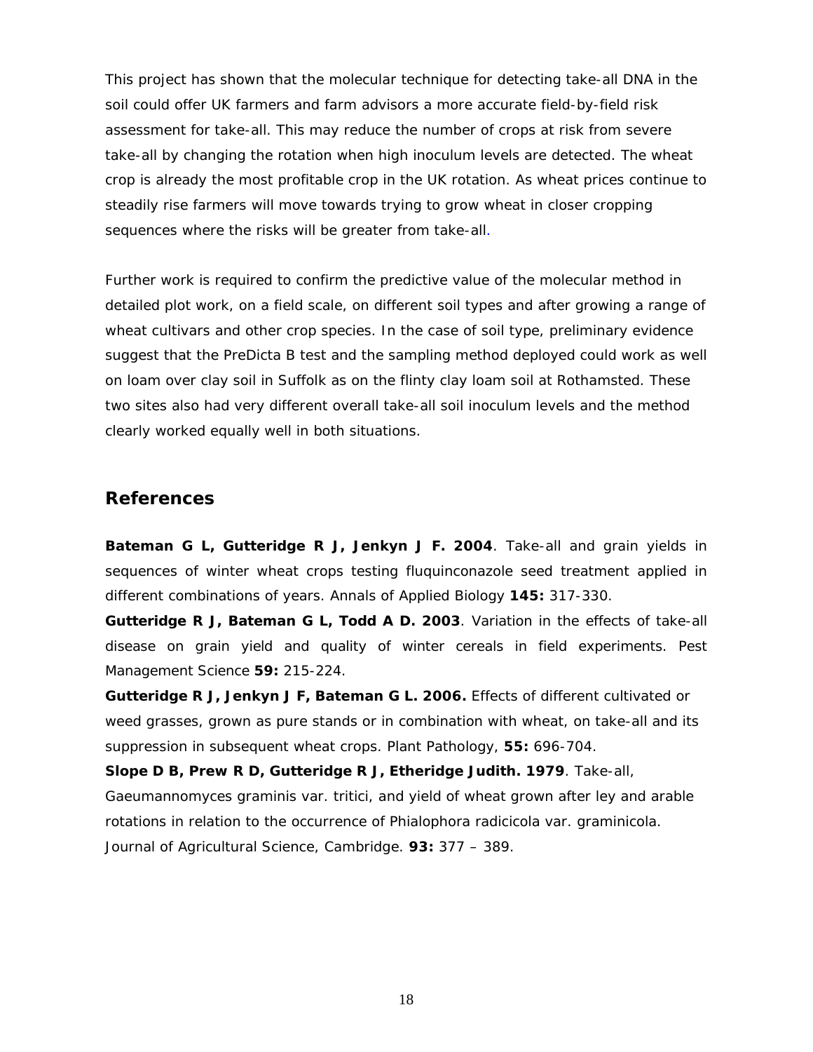This project has shown that the molecular technique for detecting take-all DNA in the soil could offer UK farmers and farm advisors a more accurate field-by-field risk assessment for take-all. This may reduce the number of crops at risk from severe take-all by changing the rotation when high inoculum levels are detected. The wheat crop is already the most profitable crop in the UK rotation. As wheat prices continue to steadily rise farmers will move towards trying to grow wheat in closer cropping sequences where the risks will be greater from take-all.

Further work is required to confirm the predictive value of the molecular method in detailed plot work, on a field scale, on different soil types and after growing a range of wheat cultivars and other crop species. In the case of soil type, preliminary evidence suggest that the PreDicta B test and the sampling method deployed could work as well on loam over clay soil in Suffolk as on the flinty clay loam soil at Rothamsted. These two sites also had very different overall take-all soil inoculum levels and the method clearly worked equally well in both situations.

## References

**Bateman G L, Gutteridge R J, Jenkyn J F. 2004**. Take-all and grain yields in sequences of winter wheat crops testing fluquinconazole seed treatment applied in different combinations of years. Annals of Applied Biology **145:** 317-330.

**Gutteridge R J, Bateman G L, Todd A D. 2003**. Variation in the effects of take-all disease on grain yield and quality of winter cereals in field experiments. Pest Management Science **59:** 215-224.

**Gutteridge R J, Jenkyn J F, Bateman G L. 2006.** Effects of different cultivated or weed grasses, grown as pure stands or in combination with wheat, on take-all and its suppression in subsequent wheat crops. Plant Pathology, **55:** 696-704.

**Slope D B, Prew R D, Gutteridge R J, Etheridge Judith. 1979**. Take-all, Gaeumannomyces graminis var. tritici, and yield of wheat grown after ley and arable rotations in relation to the occurrence of Phialophora radicicola var. graminicola. Journal of Agricultural Science, Cambridge. **93:** 377 – 389.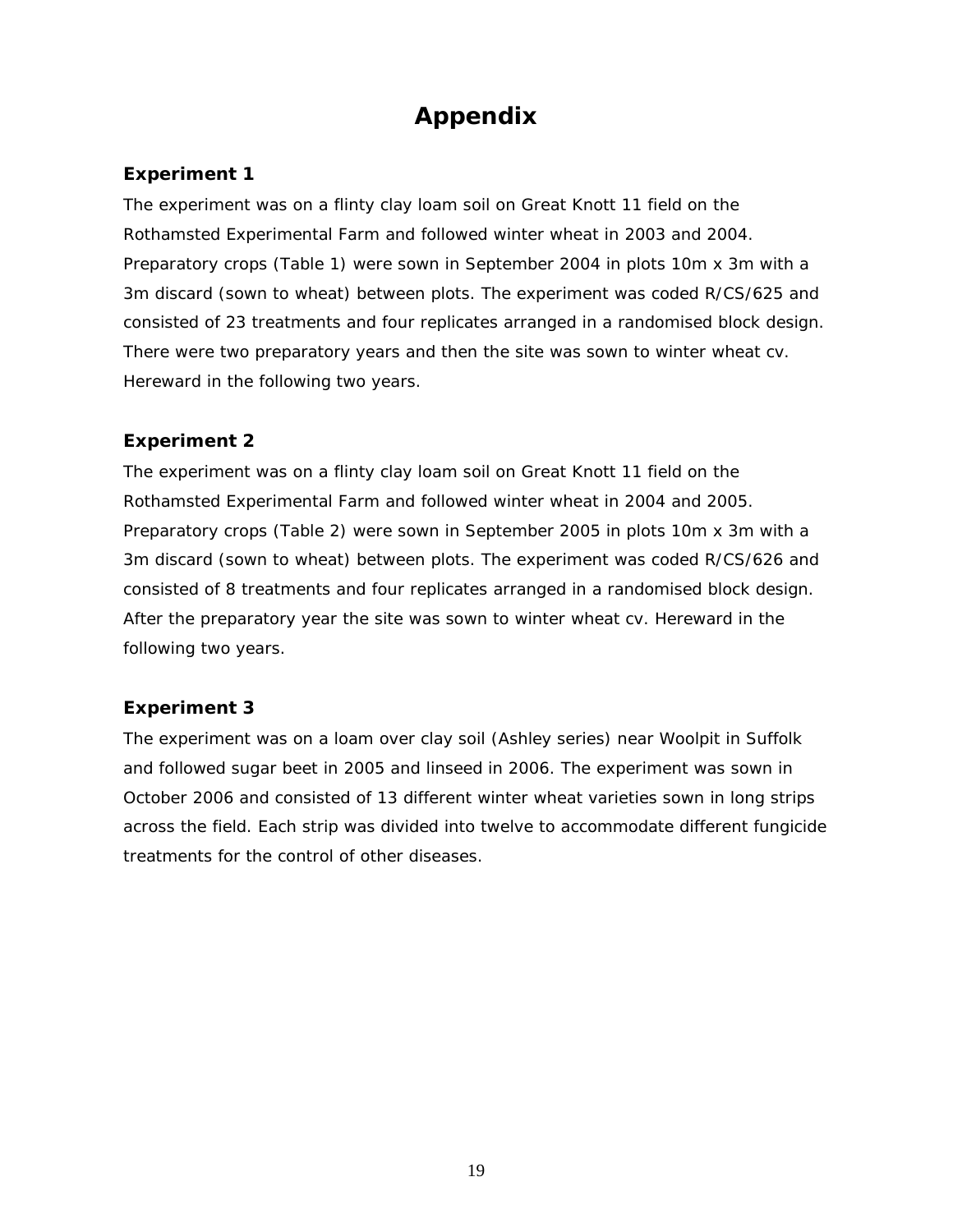# Appendix

### Experiment 1

The experiment was on a flinty clay loam soil on Great Knott 11 field on the Rothamsted Experimental Farm and followed winter wheat in 2003 and 2004. Preparatory crops (Table 1) were sown in September 2004 in plots 10m x 3m with a 3m discard (sown to wheat) between plots. The experiment was coded R/CS/625 and consisted of 23 treatments and four replicates arranged in a randomised block design. There were two preparatory years and then the site was sown to winter wheat cv. Hereward in the following two years.

### Experiment 2

The experiment was on a flinty clay loam soil on Great Knott 11 field on the Rothamsted Experimental Farm and followed winter wheat in 2004 and 2005. Preparatory crops (Table 2) were sown in September 2005 in plots 10m x 3m with a 3m discard (sown to wheat) between plots. The experiment was coded R/CS/626 and consisted of 8 treatments and four replicates arranged in a randomised block design. After the preparatory year the site was sown to winter wheat cv. Hereward in the following two years.

### Experiment 3

The experiment was on a loam over clay soil (Ashley series) near Woolpit in Suffolk and followed sugar beet in 2005 and linseed in 2006. The experiment was sown in October 2006 and consisted of 13 different winter wheat varieties sown in long strips across the field. Each strip was divided into twelve to accommodate different fungicide treatments for the control of other diseases.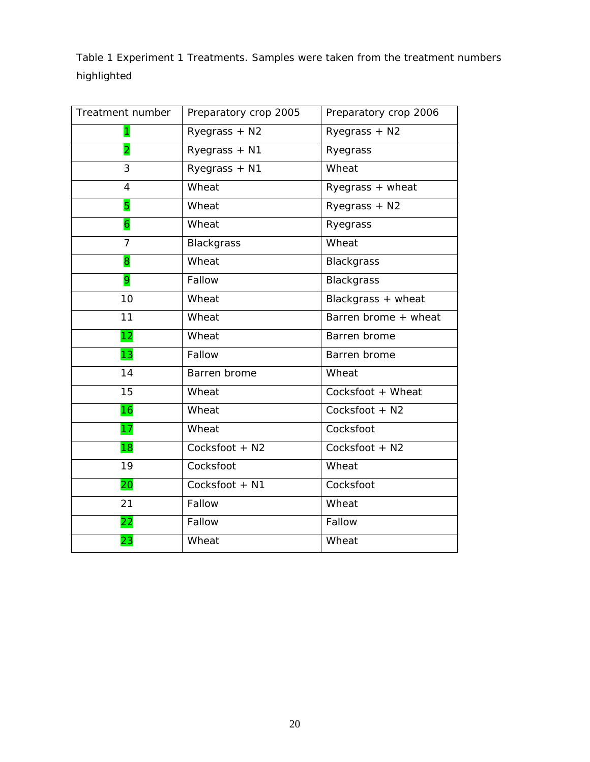Table 1 Experiment 1 Treatments. Samples were taken from the treatment numbers highlighted

| Treatment number | Preparatory crop 2005 | Preparatory crop 2006 |
|---|---|---|
| 1 | Ryegrass + N2 | Ryegrass + N2 |
| 2 | Ryegrass + N1 | Ryegrass |
| 3 | Ryegrass + N1 | Wheat |
| 4 | Wheat | Ryegrass + wheat |
| 5 | Wheat | Ryegrass + N2 |
| 6 | Wheat | Ryegrass |
| 7 | Blackgrass | Wheat |
| 8 | Wheat | Blackgrass |
| 9 | Fallow | Blackgrass |
| 10 | Wheat | Blackgrass + wheat |
| 11 | Wheat | Barren brome + wheat |
| 12 | Wheat | Barren brome |
| 13 | Fallow | Barren brome |
| 14 | Barren brome | Wheat |
| 15 | Wheat | Cocksfoot + Wheat |
| 16 | Wheat | Cocksfoot + N2 |
| 17 | Wheat | Cocksfoot |
| 18 | Cocksfoot + N2 | Cocksfoot + N2 |
| 19 | Cocksfoot | Wheat |
| 20 | Cocksfoot + N1 | Cocksfoot |
| 21 | Fallow | Wheat |
| 22 | Fallow | Fallow |
| 23 | Wheat | Wheat |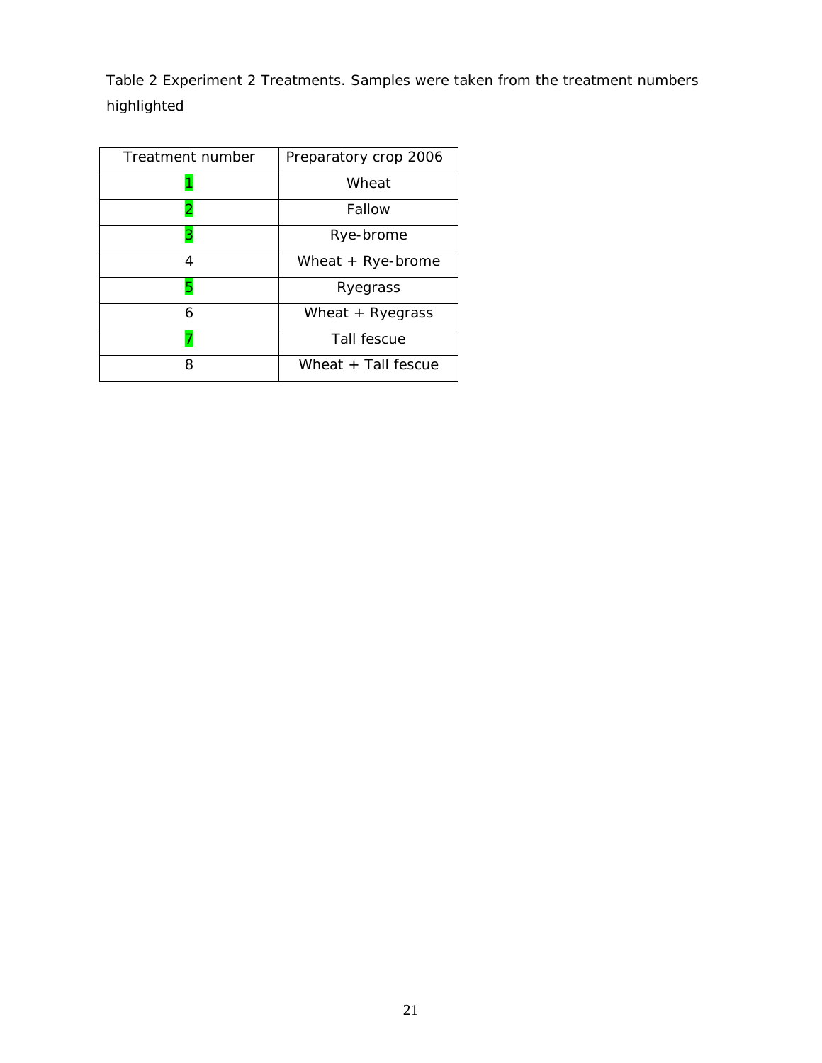Table 2 Experiment 2 Treatments. Samples were taken from the treatment numbers highlighted

| Treatment number | Preparatory crop 2006 |
| --- | --- |
| 1 | Wheat |
| 2 | Fallow |
| 3 | Rye-brome |
| 4 | Wheat + Rye-brome |
| 5 | Ryegrass |
| 6 | Wheat + Ryegrass |
| 7 | Tall fescue |
| 8 | Wheat + Tall fescue |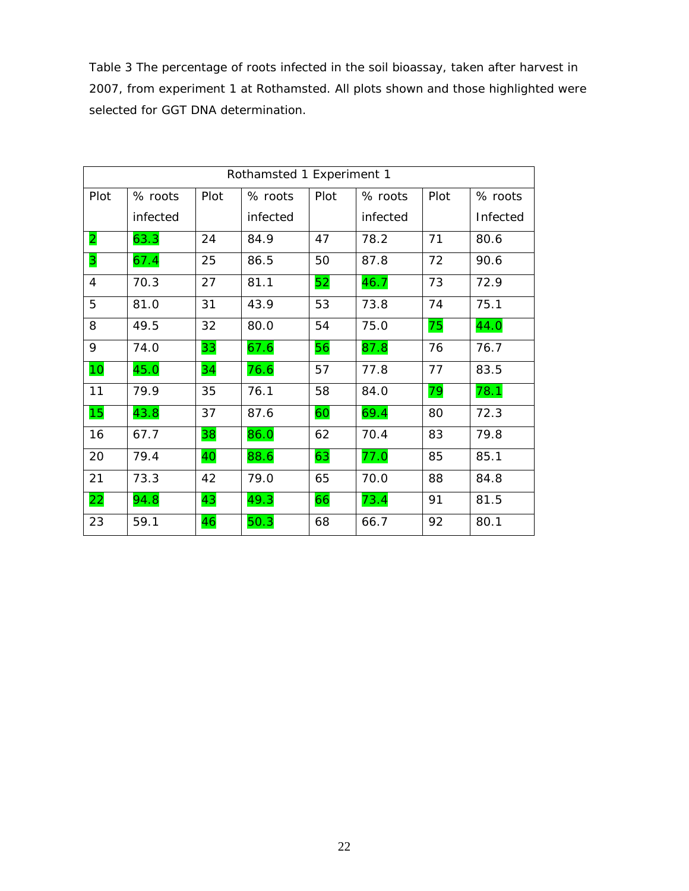Table 3 The percentage of roots infected in the soil bioassay, taken after harvest in 2007, from experiment 1 at Rothamsted. All plots shown and those highlighted were selected for GGT DNA determination.

| Rothamsted 1 Experiment 1 | | | | | | | |
|---|---|---|---|---|---|---|---|
| Plot | % roots infected | Plot | % roots infected | Plot | % roots infected | Plot | % roots Infected |
| 2 | 63.3 | 24 | 84.9 | 47 | 78.2 | 71 | 80.6 |
| 3 | 67.4 | 25 | 86.5 | 50 | 87.8 | 72 | 90.6 |
| 4 | 70.3 | 27 | 81.1 | 52 | 46.7 | 73 | 72.9 |
| 5 | 81.0 | 31 | 43.9 | 53 | 73.8 | 74 | 75.1 |
| 8 | 49.5 | 32 | 80.0 | 54 | 75.0 | 75 | 44.0 |
| 9 | 74.0 | 33 | 67.6 | 56 | 87.8 | 76 | 76.7 |
| 10 | 45.0 | 34 | 76.6 | 57 | 77.8 | 77 | 83.5 |
| 11 | 79.9 | 35 | 76.1 | 58 | 84.0 | 79 | 78.1 |
| 15 | 43.8 | 37 | 87.6 | 60 | 69.4 | 80 | 72.3 |
| 16 | 67.7 | 38 | 86.0 | 62 | 70.4 | 83 | 79.8 |
| 20 | 79.4 | 40 | 88.6 | 63 | 77.0 | 85 | 85.1 |
| 21 | 73.3 | 42 | 79.0 | 65 | 70.0 | 88 | 84.8 |
| 22 | 94.8 | 43 | 49.3 | 66 | 73.4 | 91 | 81.5 |
| 23 | 59.1 | 46 | 50.3 | 68 | 66.7 | 92 | 80.1 |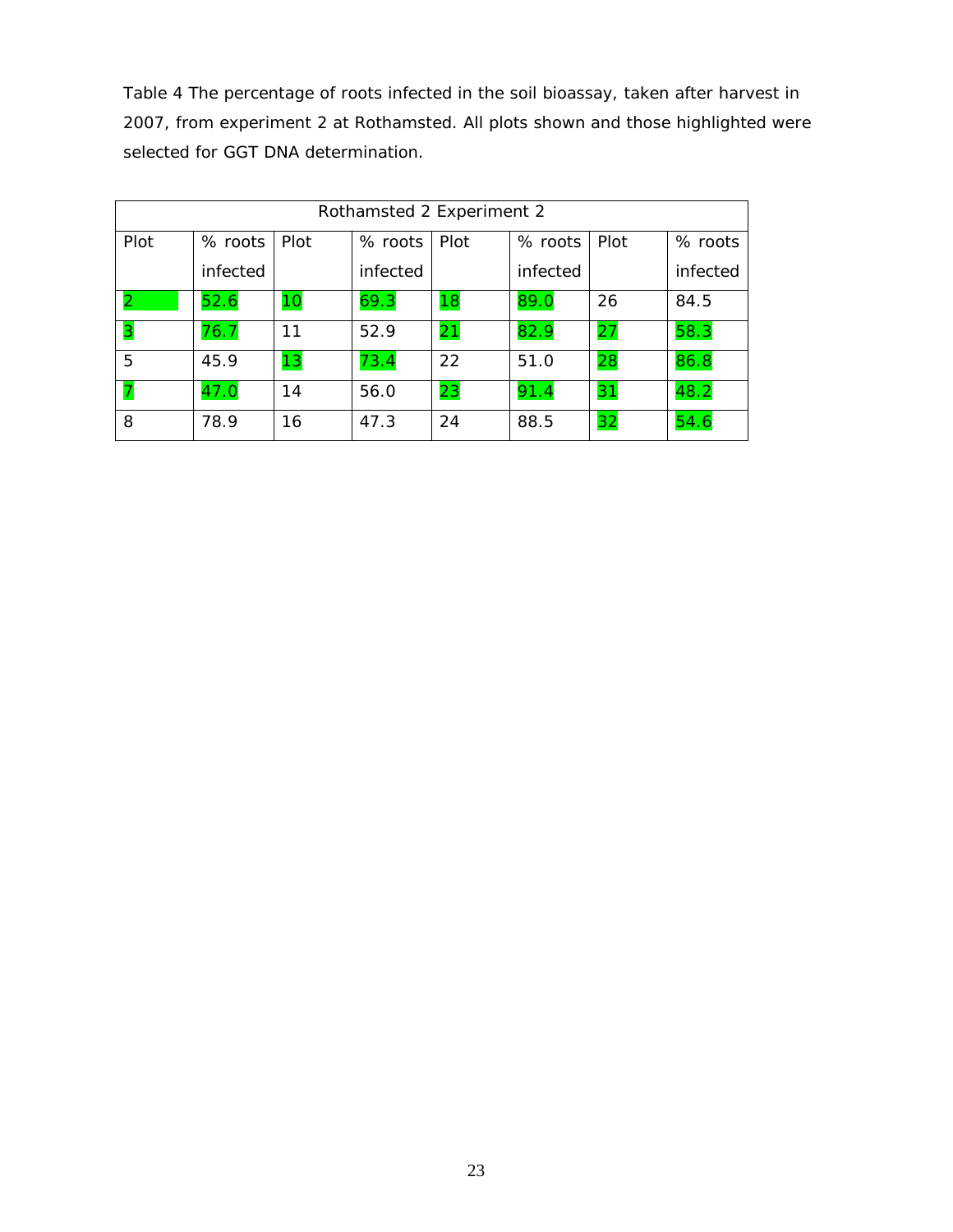Table 4 The percentage of roots infected in the soil bioassay, taken after harvest in 2007, from experiment 2 at Rothamsted. All plots shown and those highlighted were selected for GGT DNA determination.

| Rothamsted 2 Experiment 2 | | | | | | | |
|---|---|---|---|---|---|---|---|
| Plot | % roots infected | Plot | % roots infected | Plot | % roots infected | Plot | % roots infected |
| 2 | 52.6 | 10 | 69.3 | 18 | 89.0 | 26 | 84.5 |
| 3 | 76.7 | 11 | 52.9 | 21 | 82.9 | 27 | 58.3 |
| 5 | 45.9 | 13 | 73.4 | 22 | 51.0 | 28 | 86.8 |
| 7 | 47.0 | 14 | 56.0 | 23 | 91.4 | 31 | 48.2 |
| 8 | 78.9 | 16 | 47.3 | 24 | 88.5 | 32 | 54.6 |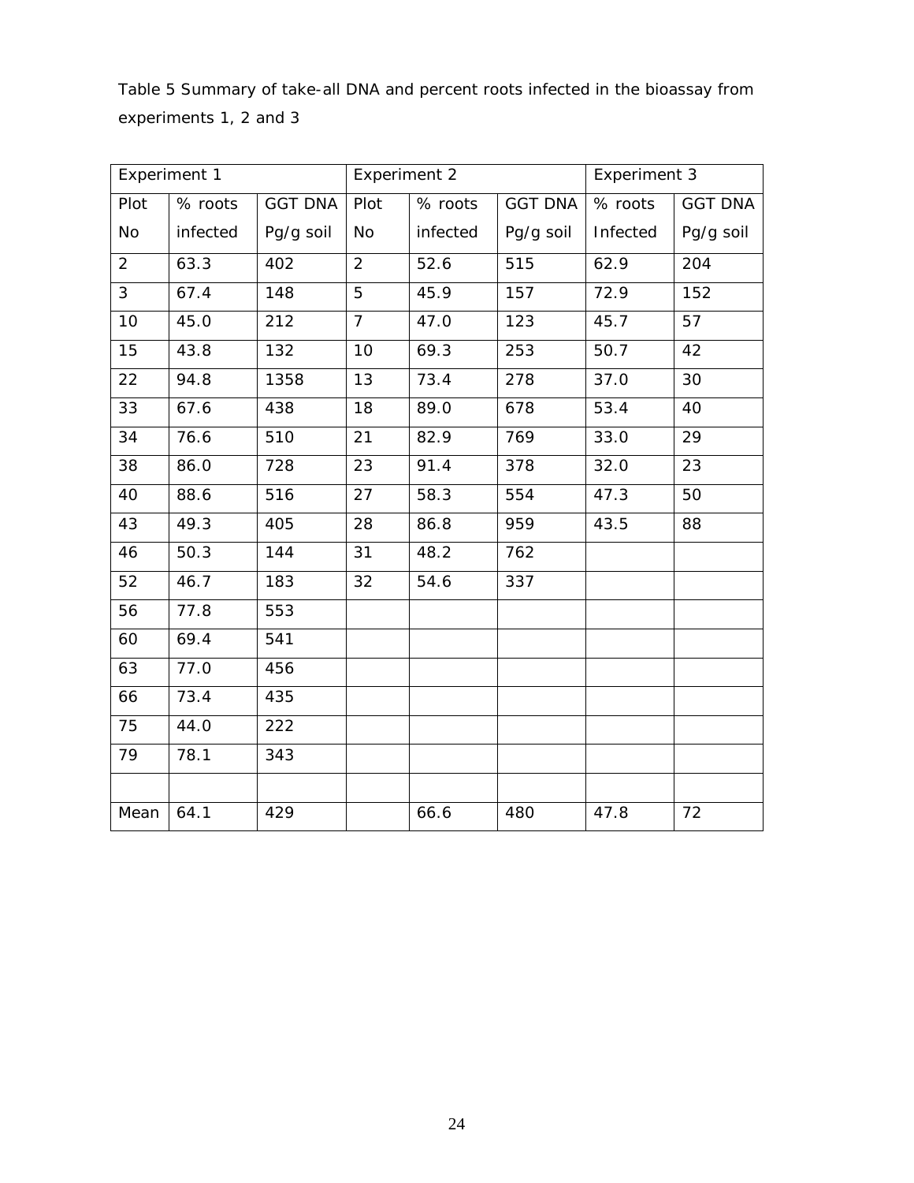Table 5 Summary of take-all DNA and percent roots infected in the bioassay from experiments 1, 2 and 3

| Experiment 1 | | | Experiment 2 | | | Experiment 3 | |
|---|---|---|---|---|---|---|---|
| Plot No | % roots infected | GGT DNA Pg/g soil | Plot No | % roots infected | GGT DNA Pg/g soil | % roots Infected | GGT DNA Pg/g soil |
| 2 | 63.3 | 402 | 2 | 52.6 | 515 | 62.9 | 204 |
| 3 | 67.4 | 148 | 5 | 45.9 | 157 | 72.9 | 152 |
| 10 | 45.0 | 212 | 7 | 47.0 | 123 | 45.7 | 57 |
| 15 | 43.8 | 132 | 10 | 69.3 | 253 | 50.7 | 42 |
| 22 | 94.8 | 1358 | 13 | 73.4 | 278 | 37.0 | 30 |
| 33 | 67.6 | 438 | 18 | 89.0 | 678 | 53.4 | 40 |
| 34 | 76.6 | 510 | 21 | 82.9 | 769 | 33.0 | 29 |
| 38 | 86.0 | 728 | 23 | 91.4 | 378 | 32.0 | 23 |
| 40 | 88.6 | 516 | 27 | 58.3 | 554 | 47.3 | 50 |
| 43 | 49.3 | 405 | 28 | 86.8 | 959 | 43.5 | 88 |
| 46 | 50.3 | 144 | 31 | 48.2 | 762 | | |
| 52 | 46.7 | 183 | 32 | 54.6 | 337 | | |
| 56 | 77.8 | 553 | | | | | |
| 60 | 69.4 | 541 | | | | | |
| 63 | 77.0 | 456 | | | | | |
| 66 | 73.4 | 435 | | | | | |
| 75 | 44.0 | 222 | | | | | |
| 79 | 78.1 | 343 | | | | | |
| | | | | | | | |
| Mean | 64.1 | 429 | | 66.6 | 480 | 47.8 | 72 |